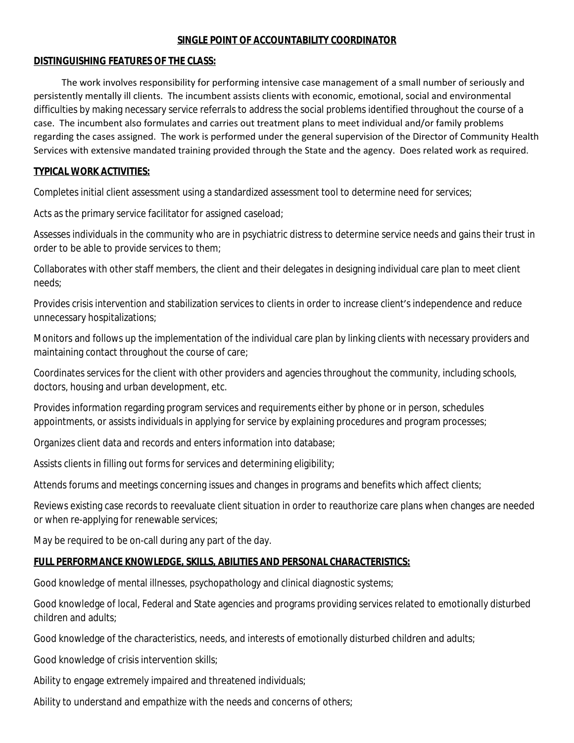# SINGLE POINT OF ACCOUNTABILITY COORDINATOR

## DISTINGUISHING FEATURES OF THE CLASS:

The work involves responsibility for performing intensive case management of a small number of seriously and persistently mentally ill clients. The incumbent assists clients with economic, emotional, social and environmental difficulties by making necessary service referrals to address the social problems identified throughout the course of a case. The incumbent also formulates and carries out treatment plans to meet individual and/or family problems regarding the cases assigned. The work is performed under the general supervision of the Director of Community Health Services with extensive mandated training provided through the State and the agency. Does related work as required.

## TYPICAL WORK ACTIVITIES:

Completes initial client assessment using a standardized assessment tool to determine need for services;

Acts as the primary service facilitator for assigned caseload;

Assesses individuals in the community who are in psychiatric distress to determine service needs and gains their trust in order to be able to provide services to them;

Collaborates with other staff members, the client and their delegates in designing individual care plan to meet client needs;

Provides crisis intervention and stabilization services to clients in order to increase client's independence and reduce unnecessary hospitalizations;

Monitors and follows up the implementation of the individual care plan by linking clients with necessary providers and maintaining contact throughout the course of care;

Coordinates services for the client with other providers and agencies throughout the community, including schools, doctors, housing and urban development, etc.

Provides information regarding program services and requirements either by phone or in person, schedules appointments, or assists individuals in applying for service by explaining procedures and program processes;

Organizes client data and records and enters information into database;

Assists clients in filling out forms for services and determining eligibility;

Attends forums and meetings concerning issues and changes in programs and benefits which affect clients;

Reviews existing case records to reevaluate client situation in order to reauthorize care plans when changes are needed or when re-applying for renewable services;

May be required to be on-call during any part of the day.

## FULL PERFORMANCE KNOWLEDGE, SKILLS, ABILITIES AND PERSONAL CHARACTERISTICS:

Good knowledge of mental illnesses, psychopathology and clinical diagnostic systems;

Good knowledge of local, Federal and State agencies and programs providing services related to emotionally disturbed children and adults;

Good knowledge of the characteristics, needs, and interests of emotionally disturbed children and adults;

Good knowledge of crisis intervention skills;

Ability to engage extremely impaired and threatened individuals;

Ability to understand and empathize with the needs and concerns of others;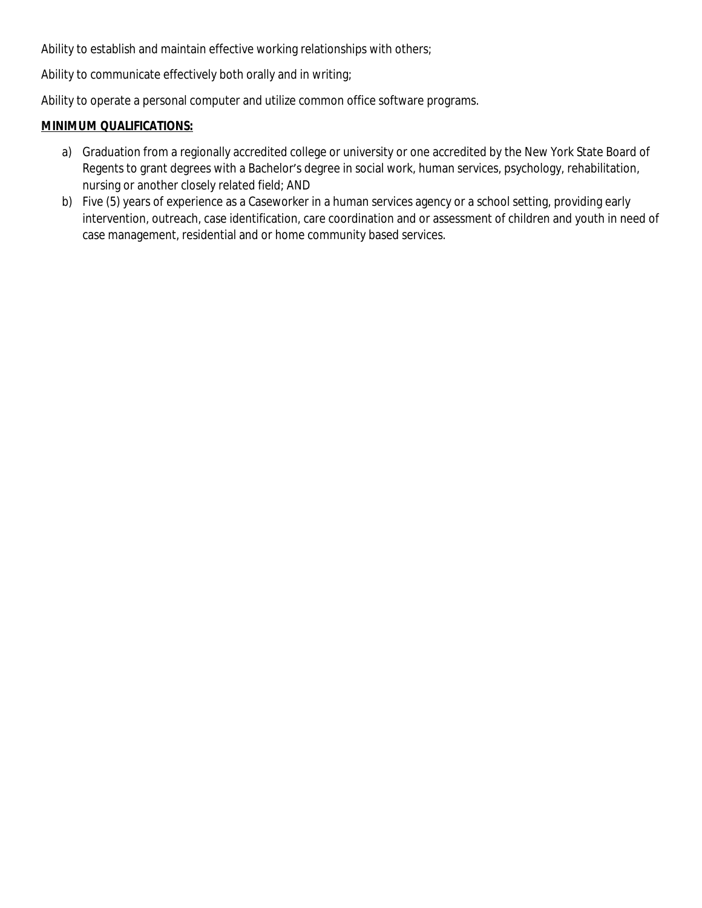Ability to establish and maintain effective working relationships with others;

Ability to communicate effectively both orally and in writing;

Ability to operate a personal computer and utilize common office software programs.

**MINIMUM QUALIFICATIONS:**

a) Graduation from a regionally accredited college or university or one accredited by the New York State Board of Regents to grant degrees with a Bachelor's degree in social work, human services, psychology, rehabilitation, nursing or another closely related field; AND

b) Five (5) years of experience as a Caseworker in a human services agency or a school setting, providing early intervention, outreach, case identification, care coordination and or assessment of children and youth in need of case management, residential and or home community based services.